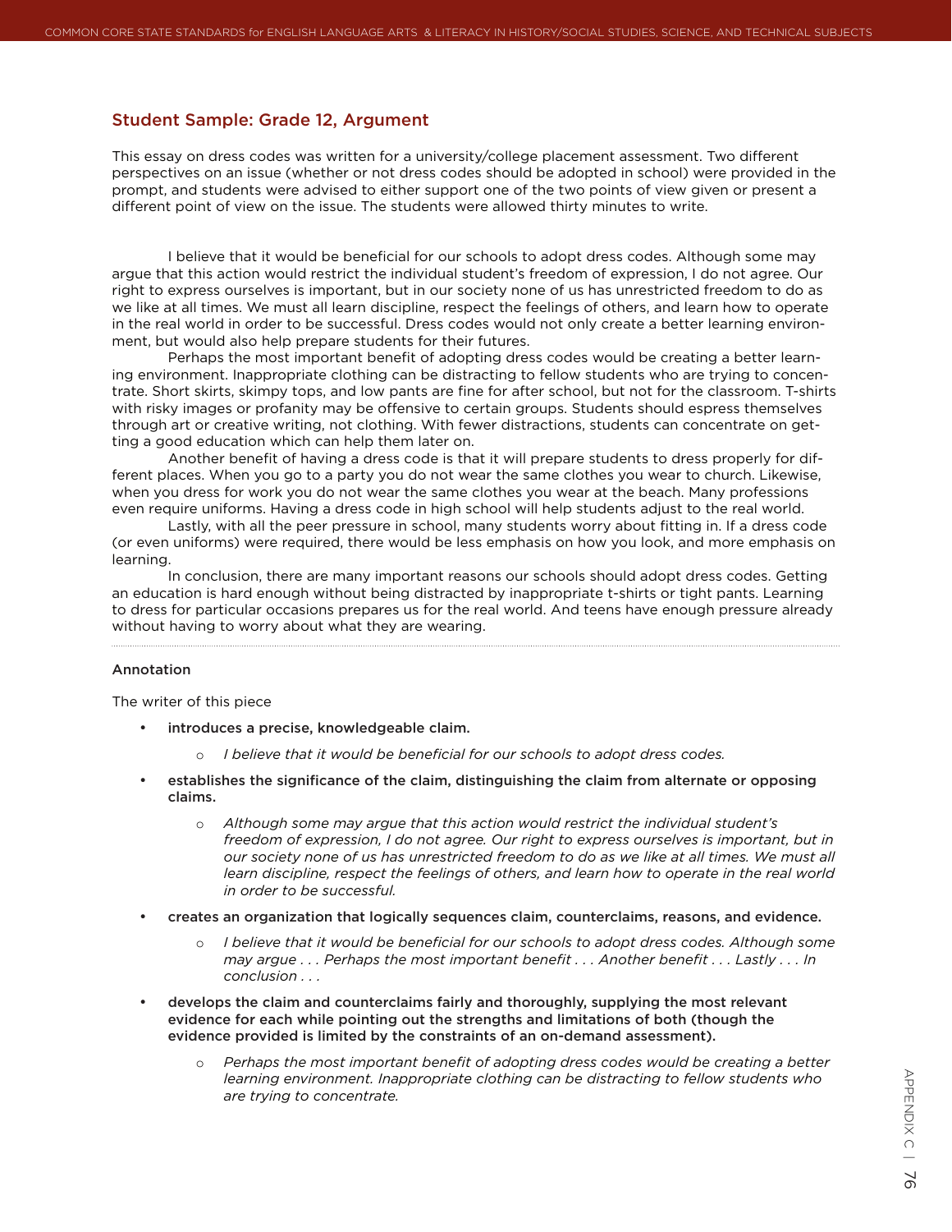## Student Sample: Grade 12, Argument

This essay on dress codes was written for a university/college placement assessment. Two different perspectives on an issue (whether or not dress codes should be adopted in school) were provided in the prompt, and students were advised to either support one of the two points of view given or present a different point of view on the issue. The students were allowed thirty minutes to write.

I believe that it would be beneficial for our schools to adopt dress codes. Although some may argue that this action would restrict the individual student's freedom of expression, I do not agree. Our right to express ourselves is important, but in our society none of us has unrestricted freedom to do as we like at all times. We must all learn discipline, respect the feelings of others, and learn how to operate in the real world in order to be successful. Dress codes would not only create a better learning environment, but would also help prepare students for their futures.

Perhaps the most important benefit of adopting dress codes would be creating a better learning environment. Inappropriate clothing can be distracting to fellow students who are trying to concentrate. Short skirts, skimpy tops, and low pants are fine for after school, but not for the classroom. T-shirts with risky images or profanity may be offensive to certain groups. Students should espress themselves through art or creative writing, not clothing. With fewer distractions, students can concentrate on getting a good education which can help them later on.

Another benefit of having a dress code is that it will prepare students to dress properly for different places. When you go to a party you do not wear the same clothes you wear to church. Likewise, when you dress for work you do not wear the same clothes you wear at the beach. Many professions even require uniforms. Having a dress code in high school will help students adjust to the real world.

Lastly, with all the peer pressure in school, many students worry about fitting in. If a dress code (or even uniforms) were required, there would be less emphasis on how you look, and more emphasis on learning.

In conclusion, there are many important reasons our schools should adopt dress codes. Getting an education is hard enough without being distracted by inappropriate t-shirts or tight pants. Learning to dress for particular occasions prepares us for the real world. And teens have enough pressure already without having to worry about what they are wearing.

---

### Annotation

The writer of this piece

- **introduces a precise, knowledgeable claim.**
  - *I believe that it would be beneficial for our schools to adopt dress codes.*
- **establishes the significance of the claim, distinguishing the claim from alternate or opposing claims.**
  - *Although some may argue that this action would restrict the individual student's freedom of expression, I do not agree. Our right to express ourselves is important, but in our society none of us has unrestricted freedom to do as we like at all times. We must all learn discipline, respect the feelings of others, and learn how to operate in the real world in order to be successful.*
- **creates an organization that logically sequences claim, counterclaims, reasons, and evidence.**
  - *I believe that it would be beneficial for our schools to adopt dress codes. Although some may argue . . . Perhaps the most important benefit . . . Another benefit . . . Lastly . . . In conclusion . . .*
- **develops the claim and counterclaims fairly and thoroughly, supplying the most relevant evidence for each while pointing out the strengths and limitations of both (though the evidence provided is limited by the constraints of an on-demand assessment).**
  - *Perhaps the most important benefit of adopting dress codes would be creating a better learning environment. Inappropriate clothing can be distracting to fellow students who are trying to concentrate.*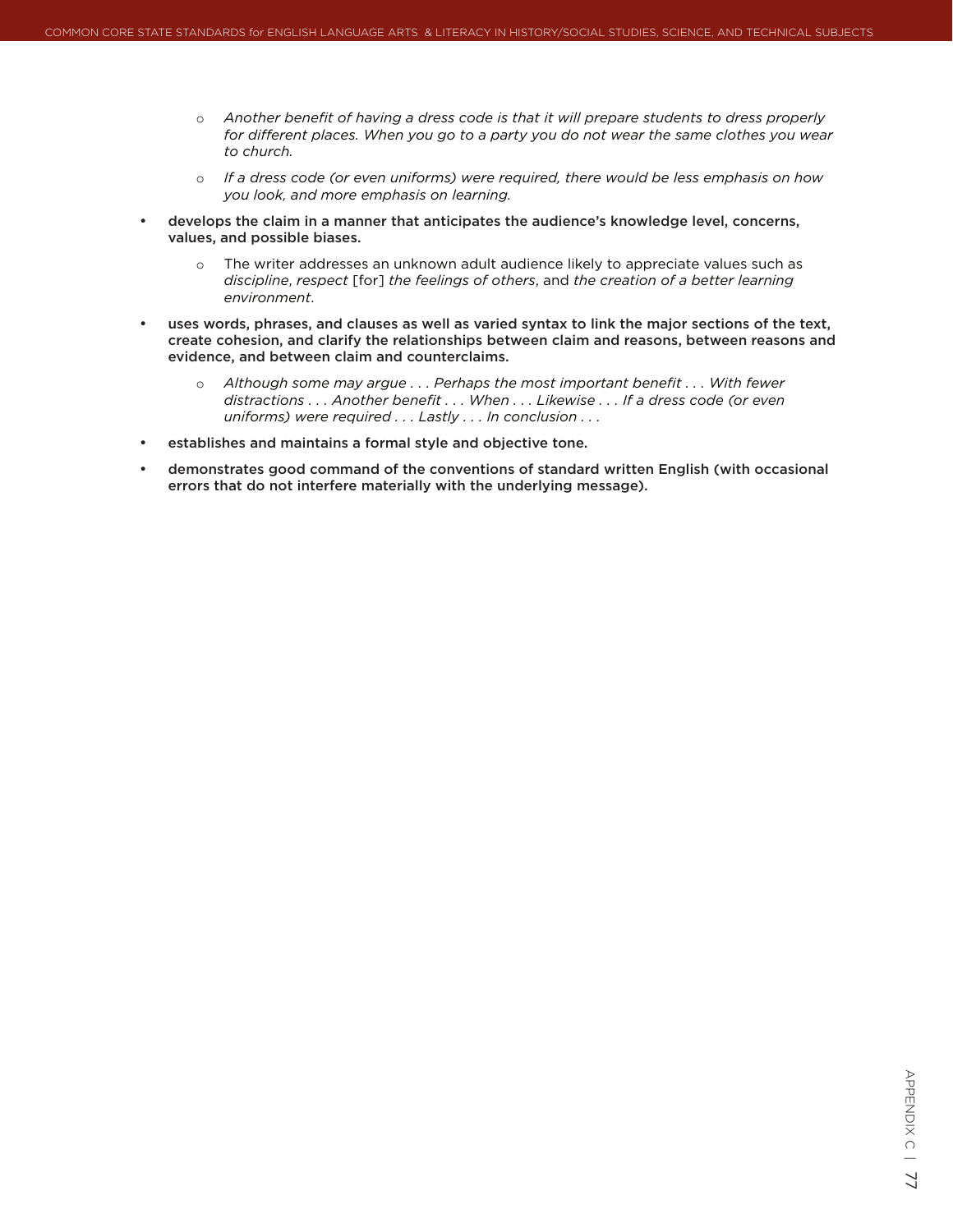- *Another benefit of having a dress code is that it will prepare students to dress properly for different places. When you go to a party you do not wear the same clothes you wear to church.*
  - *If a dress code (or even uniforms) were required, there would be less emphasis on how you look, and more emphasis on learning.*
- **develops the claim in a manner that anticipates the audience's knowledge level, concerns, values, and possible biases.**
  - The writer addresses an unknown adult audience likely to appreciate values such as *discipline*, *respect* [for] *the feelings of others*, and *the creation of a better learning environment*.
- **uses words, phrases, and clauses as well as varied syntax to link the major sections of the text, create cohesion, and clarify the relationships between claim and reasons, between reasons and evidence, and between claim and counterclaims.**
  - *Although some may argue . . . Perhaps the most important benefit . . . With fewer distractions . . . Another benefit . . . When . . . Likewise . . . If a dress code (or even uniforms) were required . . . Lastly . . . In conclusion . . .*
- **establishes and maintains a formal style and objective tone.**
- **demonstrates good command of the conventions of standard written English (with occasional errors that do not interfere materially with the underlying message).**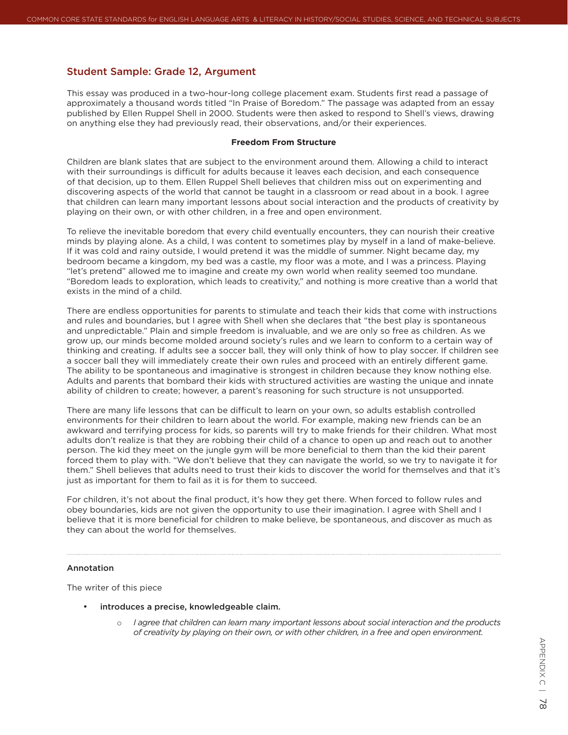## Student Sample: Grade 12, Argument

This essay was produced in a two-hour-long college placement exam. Students first read a passage of approximately a thousand words titled "In Praise of Boredom." The passage was adapted from an essay published by Ellen Ruppel Shell in 2000. Students were then asked to respond to Shell's views, drawing on anything else they had previously read, their observations, and/or their experiences.

**Freedom From Structure**

Children are blank slates that are subject to the environment around them. Allowing a child to interact with their surroundings is difficult for adults because it leaves each decision, and each consequence of that decision, up to them. Ellen Ruppel Shell believes that children miss out on experimenting and discovering aspects of the world that cannot be taught in a classroom or read about in a book. I agree that children can learn many important lessons about social interaction and the products of creativity by playing on their own, or with other children, in a free and open environment.

To relieve the inevitable boredom that every child eventually encounters, they can nourish their creative minds by playing alone. As a child, I was content to sometimes play by myself in a land of make-believe. If it was cold and rainy outside, I would pretend it was the middle of summer. Night became day, my bedroom became a kingdom, my bed was a castle, my floor was a mote, and I was a princess. Playing "let's pretend" allowed me to imagine and create my own world when reality seemed too mundane. "Boredom leads to exploration, which leads to creativity," and nothing is more creative than a world that exists in the mind of a child.

There are endless opportunities for parents to stimulate and teach their kids that come with instructions and rules and boundaries, but I agree with Shell when she declares that "the best play is spontaneous and unpredictable." Plain and simple freedom is invaluable, and we are only so free as children. As we grow up, our minds become molded around society's rules and we learn to conform to a certain way of thinking and creating. If adults see a soccer ball, they will only think of how to play soccer. If children see a soccer ball they will immediately create their own rules and proceed with an entirely different game. The ability to be spontaneous and imaginative is strongest in children because they know nothing else. Adults and parents that bombard their kids with structured activities are wasting the unique and innate ability of children to create; however, a parent's reasoning for such structure is not unsupported.

There are many life lessons that can be difficult to learn on your own, so adults establish controlled environments for their children to learn about the world. For example, making new friends can be an awkward and terrifying process for kids, so parents will try to make friends for their children. What most adults don't realize is that they are robbing their child of a chance to open up and reach out to another person. The kid they meet on the jungle gym will be more beneficial to them than the kid their parent forced them to play with. "We don't believe that they can navigate the world, so we try to navigate it for them." Shell believes that adults need to trust their kids to discover the world for themselves and that it's just as important for them to fail as it is for them to succeed.

For children, it's not about the final product, it's how they get there. When forced to follow rules and obey boundaries, kids are not given the opportunity to use their imagination. I agree with Shell and I believe that it is more beneficial for children to make believe, be spontaneous, and discover as much as they can about the world for themselves.

---

### Annotation

The writer of this piece

- **introduces a precise, knowledgeable claim.**
  - *I agree that children can learn many important lessons about social interaction and the products of creativity by playing on their own, or with other children, in a free and open environment.*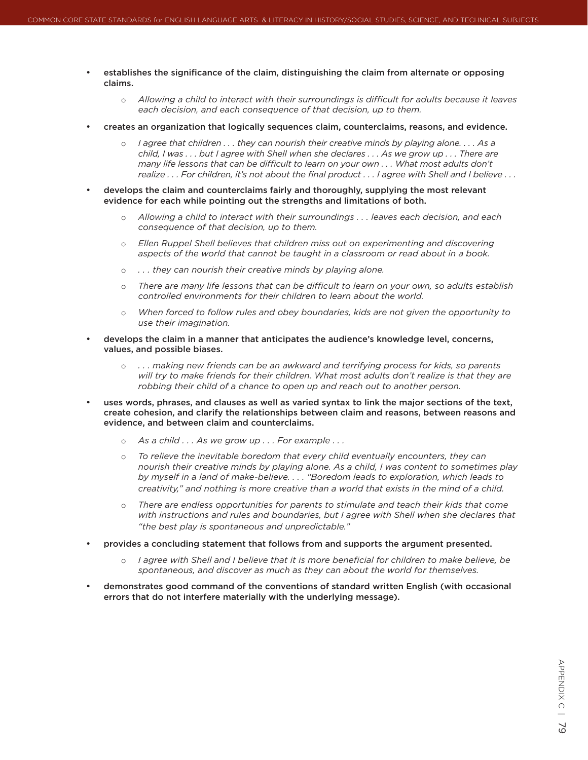- **establishes the significance of the claim, distinguishing the claim from alternate or opposing claims.**
  - *Allowing a child to interact with their surroundings is difficult for adults because it leaves each decision, and each consequence of that decision, up to them.*
- **creates an organization that logically sequences claim, counterclaims, reasons, and evidence.**
  - *I agree that children . . . they can nourish their creative minds by playing alone. . . . As a child, I was . . . but I agree with Shell when she declares . . . As we grow up . . . There are many life lessons that can be difficult to learn on your own . . . What most adults don't realize . . . For children, it's not about the final product . . . I agree with Shell and I believe . . .*
- **develops the claim and counterclaims fairly and thoroughly, supplying the most relevant evidence for each while pointing out the strengths and limitations of both.**
  - *Allowing a child to interact with their surroundings . . . leaves each decision, and each consequence of that decision, up to them.*
  - *Ellen Ruppel Shell believes that children miss out on experimenting and discovering aspects of the world that cannot be taught in a classroom or read about in a book.*
  - *. . . they can nourish their creative minds by playing alone.*
  - *There are many life lessons that can be difficult to learn on your own, so adults establish controlled environments for their children to learn about the world.*
  - *When forced to follow rules and obey boundaries, kids are not given the opportunity to use their imagination.*
- **develops the claim in a manner that anticipates the audience's knowledge level, concerns, values, and possible biases.**
  - *. . . making new friends can be an awkward and terrifying process for kids, so parents will try to make friends for their children. What most adults don't realize is that they are robbing their child of a chance to open up and reach out to another person.*
- **uses words, phrases, and clauses as well as varied syntax to link the major sections of the text, create cohesion, and clarify the relationships between claim and reasons, between reasons and evidence, and between claim and counterclaims.**
  - *As a child . . . As we grow up . . . For example . . .*
  - *To relieve the inevitable boredom that every child eventually encounters, they can nourish their creative minds by playing alone. As a child, I was content to sometimes play by myself in a land of make-believe. . . . "Boredom leads to exploration, which leads to creativity," and nothing is more creative than a world that exists in the mind of a child.*
  - *There are endless opportunities for parents to stimulate and teach their kids that come with instructions and rules and boundaries, but I agree with Shell when she declares that "the best play is spontaneous and unpredictable."*
- **provides a concluding statement that follows from and supports the argument presented.**
  - *I agree with Shell and I believe that it is more beneficial for children to make believe, be spontaneous, and discover as much as they can about the world for themselves.*
- **demonstrates good command of the conventions of standard written English (with occasional errors that do not interfere materially with the underlying message).**